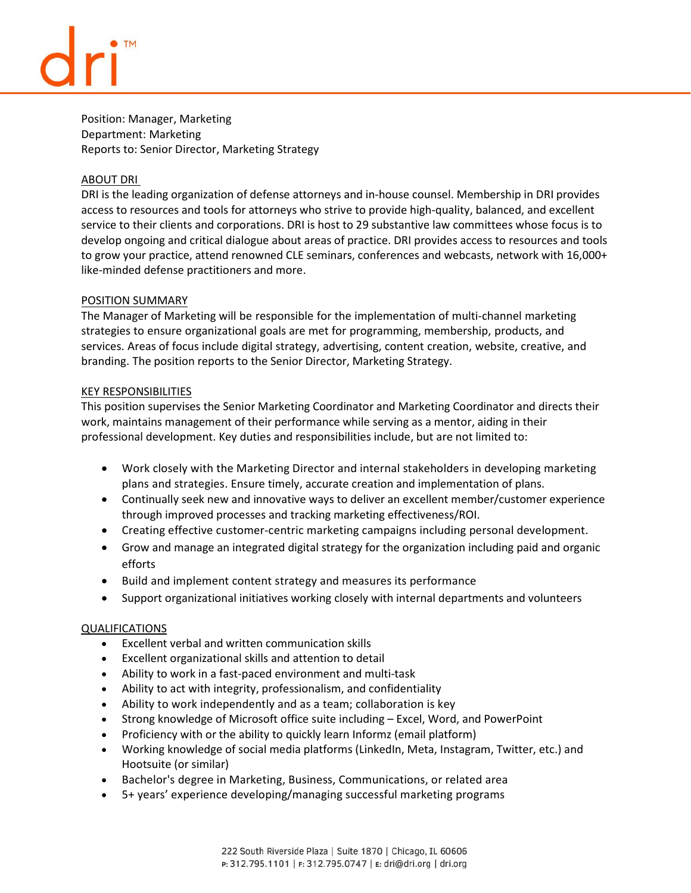dri™

Position: Manager, Marketing
Department: Marketing
Reports to: Senior Director, Marketing Strategy

## ABOUT DRI

DRI is the leading organization of defense attorneys and in-house counsel. Membership in DRI provides access to resources and tools for attorneys who strive to provide high-quality, balanced, and excellent service to their clients and corporations. DRI is host to 29 substantive law committees whose focus is to develop ongoing and critical dialogue about areas of practice. DRI provides access to resources and tools to grow your practice, attend renowned CLE seminars, conferences and webcasts, network with 16,000+ like-minded defense practitioners and more.

## POSITION SUMMARY

The Manager of Marketing will be responsible for the implementation of multi-channel marketing strategies to ensure organizational goals are met for programming, membership, products, and services. Areas of focus include digital strategy, advertising, content creation, website, creative, and branding. The position reports to the Senior Director, Marketing Strategy.

## KEY RESPONSIBILITIES

This position supervises the Senior Marketing Coordinator and Marketing Coordinator and directs their work, maintains management of their performance while serving as a mentor, aiding in their professional development. Key duties and responsibilities include, but are not limited to:

- Work closely with the Marketing Director and internal stakeholders in developing marketing plans and strategies. Ensure timely, accurate creation and implementation of plans.
- Continually seek new and innovative ways to deliver an excellent member/customer experience through improved processes and tracking marketing effectiveness/ROI.
- Creating effective customer-centric marketing campaigns including personal development.
- Grow and manage an integrated digital strategy for the organization including paid and organic efforts
- Build and implement content strategy and measures its performance
- Support organizational initiatives working closely with internal departments and volunteers

## QUALIFICATIONS

- Excellent verbal and written communication skills
- Excellent organizational skills and attention to detail
- Ability to work in a fast-paced environment and multi-task
- Ability to act with integrity, professionalism, and confidentiality
- Ability to work independently and as a team; collaboration is key
- Strong knowledge of Microsoft office suite including – Excel, Word, and PowerPoint
- Proficiency with or the ability to quickly learn Informz (email platform)
- Working knowledge of social media platforms (LinkedIn, Meta, Instagram, Twitter, etc.) and Hootsuite (or similar)
- Bachelor's degree in Marketing, Business, Communications, or related area
- 5+ years' experience developing/managing successful marketing programs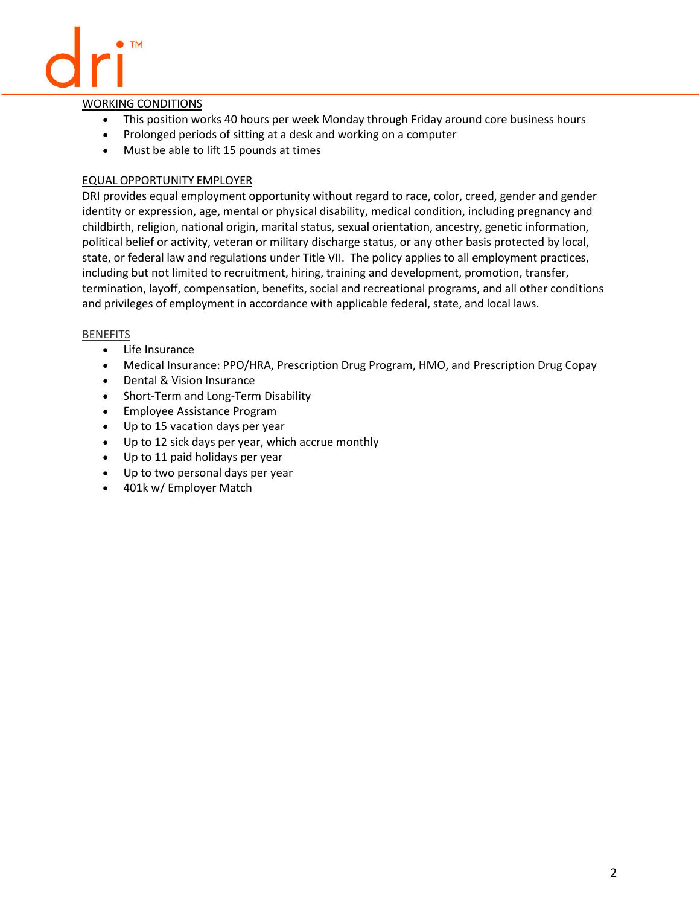## WORKING CONDITIONS

- This position works 40 hours per week Monday through Friday around core business hours
- Prolonged periods of sitting at a desk and working on a computer
- Must be able to lift 15 pounds at times

## EQUAL OPPORTUNITY EMPLOYER

DRI provides equal employment opportunity without regard to race, color, creed, gender and gender identity or expression, age, mental or physical disability, medical condition, including pregnancy and childbirth, religion, national origin, marital status, sexual orientation, ancestry, genetic information, political belief or activity, veteran or military discharge status, or any other basis protected by local, state, or federal law and regulations under Title VII. The policy applies to all employment practices, including but not limited to recruitment, hiring, training and development, promotion, transfer, termination, layoff, compensation, benefits, social and recreational programs, and all other conditions and privileges of employment in accordance with applicable federal, state, and local laws.

## BENEFITS

- Life Insurance
- Medical Insurance: PPO/HRA, Prescription Drug Program, HMO, and Prescription Drug Copay
- Dental & Vision Insurance
- Short-Term and Long-Term Disability
- Employee Assistance Program
- Up to 15 vacation days per year
- Up to 12 sick days per year, which accrue monthly
- Up to 11 paid holidays per year
- Up to two personal days per year
- 401k w/ Employer Match